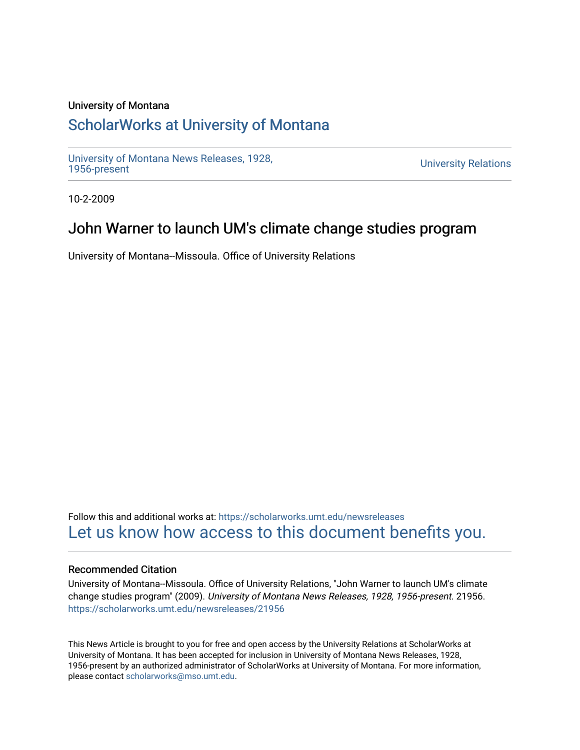University of Montana

# ScholarWorks at University of Montana

University of Montana News Releases, 1928, 1956-present

University Relations

10-2-2009

## John Warner to launch UM's climate change studies program

University of Montana--Missoula. Office of University Relations

Follow this and additional works at: https://scholarworks.umt.edu/newsreleases

Let us know how access to this document benefits you.

### Recommended Citation

University of Montana--Missoula. Office of University Relations, "John Warner to launch UM's climate change studies program" (2009). *University of Montana News Releases, 1928, 1956-present*. 21956. https://scholarworks.umt.edu/newsreleases/21956

This News Article is brought to you for free and open access by the University Relations at ScholarWorks at University of Montana. It has been accepted for inclusion in University of Montana News Releases, 1928, 1956-present by an authorized administrator of ScholarWorks at University of Montana. For more information, please contact scholarworks@mso.umt.edu.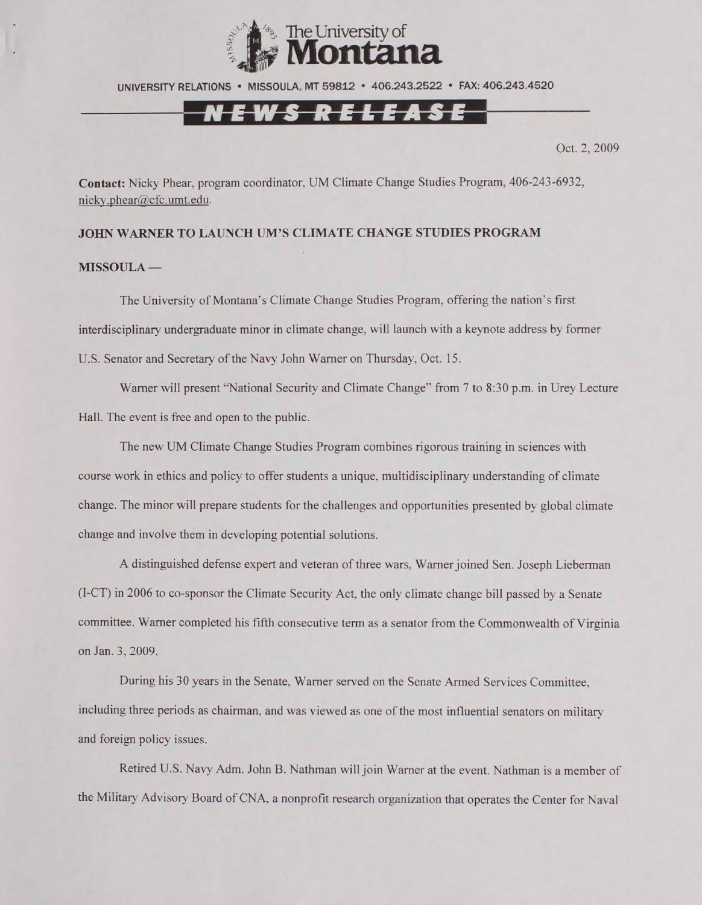The University of **Montana**

UNIVERSITY RELATIONS • MISSOULA, MT 59812 • 406.243.2522 • FAX: 406.243.4520

**NEWS RELEASE**

Oct. 2, 2009

**Contact:** Nicky Phear, program coordinator, UM Climate Change Studies Program, 406-243-6932, nicky.phear@cfc.umt.edu.

**JOHN WARNER TO LAUNCH UM'S CLIMATE CHANGE STUDIES PROGRAM**

**MISSOULA —**

The University of Montana's Climate Change Studies Program, offering the nation's first interdisciplinary undergraduate minor in climate change, will launch with a keynote address by former U.S. Senator and Secretary of the Navy John Warner on Thursday, Oct. 15.

Warner will present "National Security and Climate Change" from 7 to 8:30 p.m. in Urey Lecture Hall. The event is free and open to the public.

The new UM Climate Change Studies Program combines rigorous training in sciences with course work in ethics and policy to offer students a unique, multidisciplinary understanding of climate change. The minor will prepare students for the challenges and opportunities presented by global climate change and involve them in developing potential solutions.

A distinguished defense expert and veteran of three wars, Warner joined Sen. Joseph Lieberman (I-CT) in 2006 to co-sponsor the Climate Security Act, the only climate change bill passed by a Senate committee. Warner completed his fifth consecutive term as a senator from the Commonwealth of Virginia on Jan. 3, 2009.

During his 30 years in the Senate, Warner served on the Senate Armed Services Committee, including three periods as chairman, and was viewed as one of the most influential senators on military and foreign policy issues.

Retired U.S. Navy Adm. John B. Nathman will join Warner at the event. Nathman is a member of the Military Advisory Board of CNA, a nonprofit research organization that operates the Center for Naval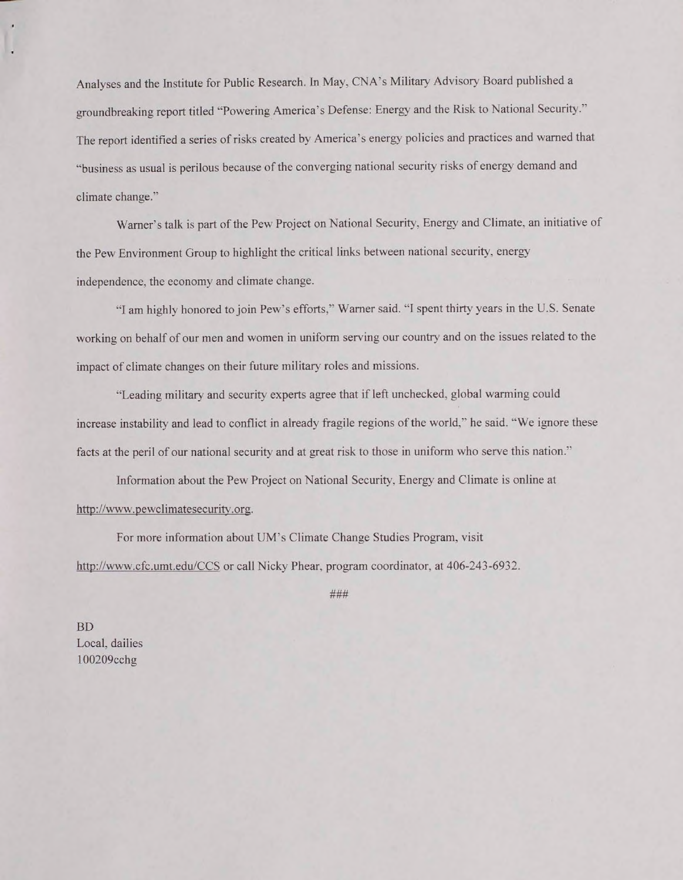Analyses and the Institute for Public Research. In May, CNA's Military Advisory Board published a groundbreaking report titled "Powering America's Defense: Energy and the Risk to National Security." The report identified a series of risks created by America's energy policies and practices and warned that "business as usual is perilous because of the converging national security risks of energy demand and climate change."

Warner's talk is part of the Pew Project on National Security, Energy and Climate, an initiative of the Pew Environment Group to highlight the critical links between national security, energy independence, the economy and climate change.

"I am highly honored to join Pew's efforts," Warner said. "I spent thirty years in the U.S. Senate working on behalf of our men and women in uniform serving our country and on the issues related to the impact of climate changes on their future military roles and missions.

"Leading military and security experts agree that if left unchecked, global warming could increase instability and lead to conflict in already fragile regions of the world," he said. "We ignore these facts at the peril of our national security and at great risk to those in uniform who serve this nation."

Information about the Pew Project on National Security, Energy and Climate is online at http://www.pewclimatesecurity.org.

For more information about UM's Climate Change Studies Program, visit http://www.cfc.umt.edu/CCS or call Nicky Phear, program coordinator, at 406-243-6932.

###

BD
Local, dailies
100209cchg